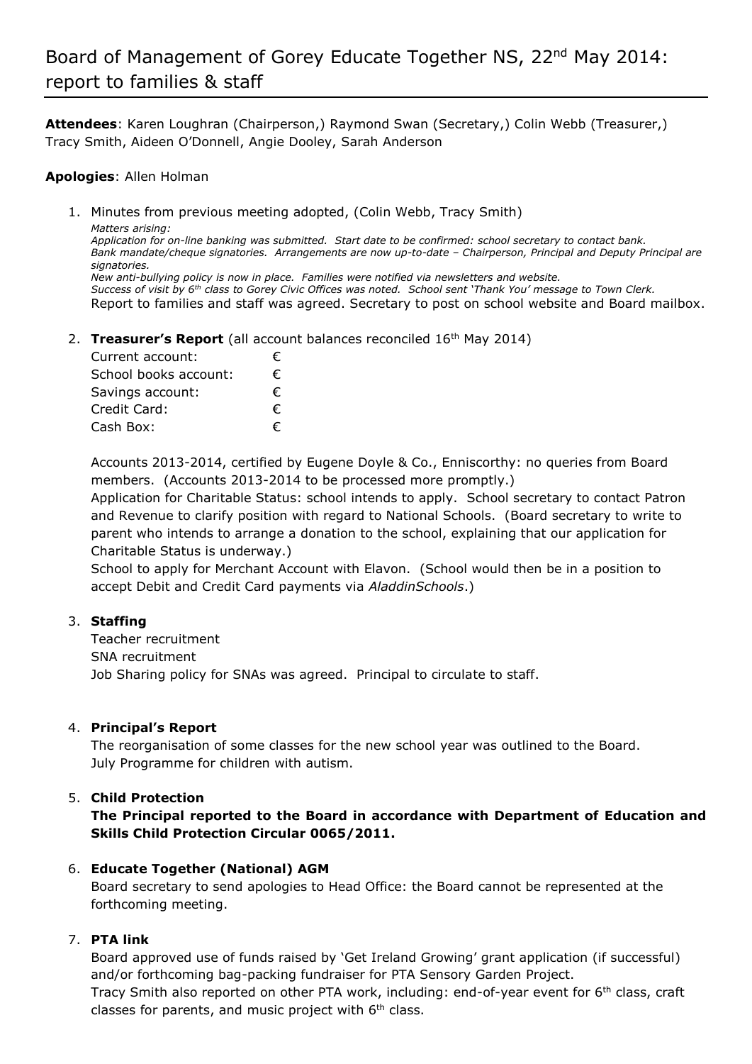# Board of Management of Gorey Educate Together NS, 22nd May 2014: report to families & staff

**Attendees**: Karen Loughran (Chairperson,) Raymond Swan (Secretary,) Colin Webb (Treasurer,) Tracy Smith, Aideen O'Donnell, Angie Dooley, Sarah Anderson

**Apologies**: Allen Holman

1. Minutes from previous meeting adopted, (Colin Webb, Tracy Smith)
   *Matters arising:*
   *Application for on-line banking was submitted. Start date to be confirmed: school secretary to contact bank.*
   *Bank mandate/cheque signatories. Arrangements are now up-to-date – Chairperson, Principal and Deputy Principal are signatories.*
   *New anti-bullying policy is now in place. Families were notified via newsletters and website.*
   *Success of visit by 6th class to Gorey Civic Offices was noted. School sent 'Thank You' message to Town Clerk.*
   Report to families and staff was agreed. Secretary to post on school website and Board mailbox.

2. **Treasurer's Report** (all account balances reconciled 16th May 2014)

   | | |
   |---|---|
   | Current account: | € |
   | School books account: | € |
   | Savings account: | € |
   | Credit Card: | € |
   | Cash Box: | € |

   Accounts 2013-2014, certified by Eugene Doyle & Co., Enniscorthy: no queries from Board members. (Accounts 2013-2014 to be processed more promptly.)
   Application for Charitable Status: school intends to apply. School secretary to contact Patron and Revenue to clarify position with regard to National Schools. (Board secretary to write to parent who intends to arrange a donation to the school, explaining that our application for Charitable Status is underway.)
   School to apply for Merchant Account with Elavon. (School would then be in a position to accept Debit and Credit Card payments via *AladdinSchools*.)

3. **Staffing**
   Teacher recruitment
   SNA recruitment
   Job Sharing policy for SNAs was agreed. Principal to circulate to staff.

4. **Principal's Report**
   The reorganisation of some classes for the new school year was outlined to the Board.
   July Programme for children with autism.

5. **Child Protection**
   **The Principal reported to the Board in accordance with Department of Education and Skills Child Protection Circular 0065/2011.**

6. **Educate Together (National) AGM**
   Board secretary to send apologies to Head Office: the Board cannot be represented at the forthcoming meeting.

7. **PTA link**
   Board approved use of funds raised by 'Get Ireland Growing' grant application (if successful) and/or forthcoming bag-packing fundraiser for PTA Sensory Garden Project.
   Tracy Smith also reported on other PTA work, including: end-of-year event for 6th class, craft classes for parents, and music project with 6th class.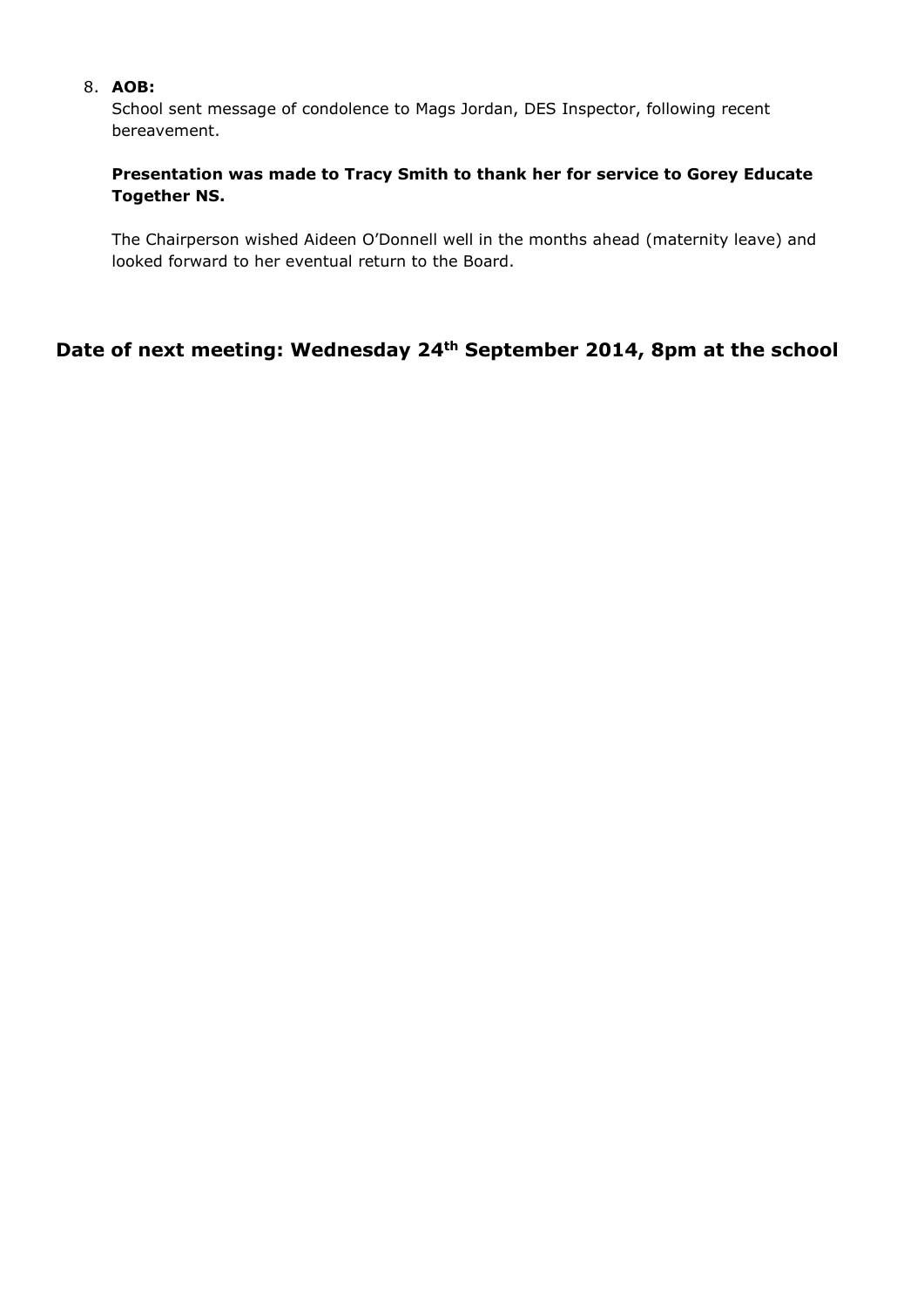8. **AOB:**

   School sent message of condolence to Mags Jordan, DES Inspector, following recent bereavement.

   **Presentation was made to Tracy Smith to thank her for service to Gorey Educate Together NS.**

   The Chairperson wished Aideen O'Donnell well in the months ahead (maternity leave) and looked forward to her eventual return to the Board.

## Date of next meeting: Wednesday 24th September 2014, 8pm at the school